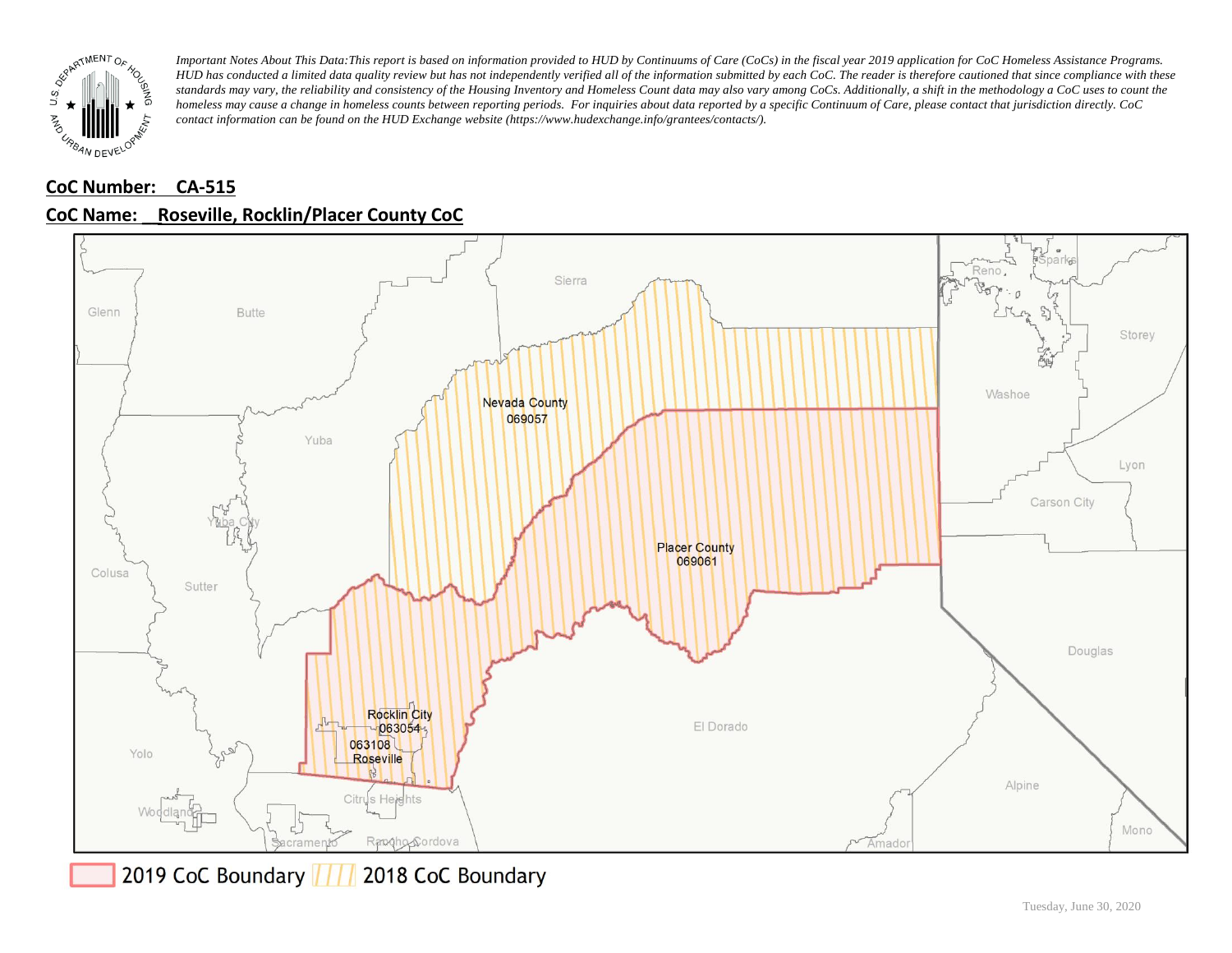*Important Notes About This Data:This report is based on information provided to HUD by Continuums of Care (CoCs) in the fiscal year 2019 application for CoC Homeless Assistance Programs. HUD has conducted a limited data quality review but has not independently verified all of the information submitted by each CoC. The reader is therefore cautioned that since compliance with these standards may vary, the reliability and consistency of the Housing Inventory and Homeless Count data may also vary among CoCs. Additionally, a shift in the methodology a CoC uses to count the homeless may cause a change in homeless counts between reporting periods. For inquiries about data reported by a specific Continuum of Care, please contact that jurisdiction directly. CoC contact information can be found on the HUD Exchange website (https://www.hudexchange.info/grantees/contacts/).*

**CoC Number: CA-515**

**CoC Name: Roseville, Rocklin/Placer County CoC**

Sierra, Glenn, Butte, Nevada County 069057, Yuba, Yuba City, Colusa, Sutter, Placer County 069061, Rocklin City 063054, 063108 Roseville, Yolo, Woodland, Citrus Heights, Sacramento, Rancho Cordova, El Dorado, Amador, Alpine, Mono, Douglas, Washoe, Reno, Sparks, Storey, Lyon, Carson City

2019 CoC Boundary | 2018 CoC Boundary

Tuesday, June 30, 2020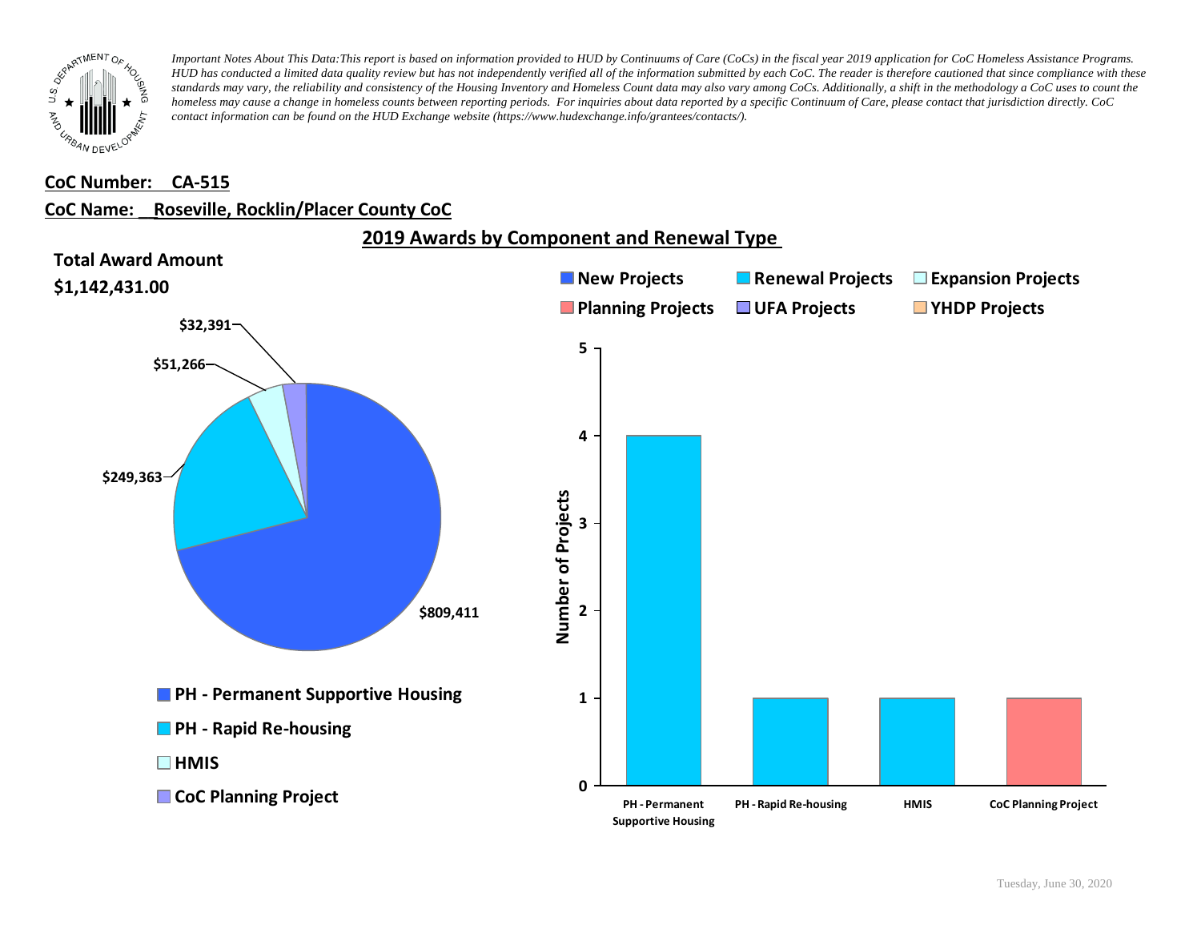*Important Notes About This Data:This report is based on information provided to HUD by Continuums of Care (CoCs) in the fiscal year 2019 application for CoC Homeless Assistance Programs. HUD has conducted a limited data quality review but has not independently verified all of the information submitted by each CoC. The reader is therefore cautioned that since compliance with these standards may vary, the reliability and consistency of the Housing Inventory and Homeless Count data may also vary among CoCs. Additionally, a shift in the methodology a CoC uses to count the homeless may cause a change in homeless counts between reporting periods. For inquiries about data reported by a specific Continuum of Care, please contact that jurisdiction directly. CoC contact information can be found on the HUD Exchange website (https://www.hudexchange.info/grantees/contacts/).*

**CoC Number: CA-515**

**CoC Name: Roseville, Rocklin/Placer County CoC**

## 2019 Awards by Component and Renewal Type

**Total Award Amount**

**$1,142,431.00**

| Component | Award Amount |
|---|---|
| PH - Permanent Supportive Housing | $809,411 |
| PH - Rapid Re-housing | $249,363 |
| HMIS | $51,266 |
| CoC Planning Project | $32,391 |

Legend: New Projects, Renewal Projects, Expansion Projects, Planning Projects, UFA Projects, YHDP Projects

| Component | Number of Projects | Type |
|---|---|---|
| PH - Permanent Supportive Housing | 4 | Renewal Projects |
| PH - Rapid Re-housing | 1 | Renewal Projects |
| HMIS | 1 | Renewal Projects |
| CoC Planning Project | 1 | Planning Projects |

Tuesday, June 30, 2020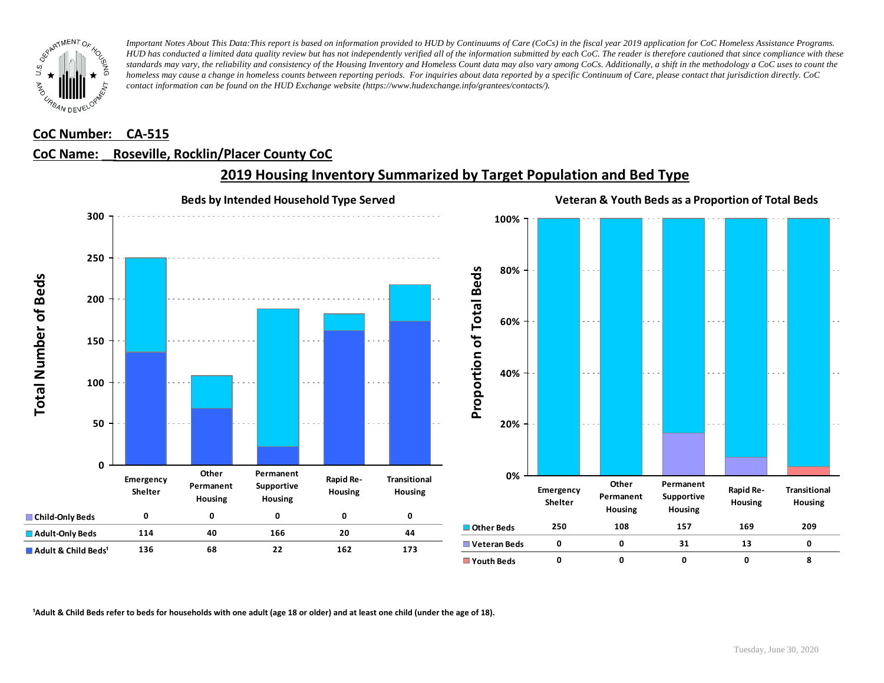*Important Notes About This Data:This report is based on information provided to HUD by Continuums of Care (CoCs) in the fiscal year 2019 application for CoC Homeless Assistance Programs. HUD has conducted a limited data quality review but has not independently verified all of the information submitted by each CoC. The reader is therefore cautioned that since compliance with these standards may vary, the reliability and consistency of the Housing Inventory and Homeless Count data may also vary among CoCs. Additionally, a shift in the methodology a CoC uses to count the homeless may cause a change in homeless counts between reporting periods. For inquiries about data reported by a specific Continuum of Care, please contact that jurisdiction directly. CoC contact information can be found on the HUD Exchange website (https://www.hudexchange.info/grantees/contacts/).*

**CoC Number: CA-515**

**CoC Name: Roseville, Rocklin/Placer County CoC**

## 2019 Housing Inventory Summarized by Target Population and Bed Type

### Beds by Intended Household Type Served

| | Emergency Shelter | Other Permanent Housing | Permanent Supportive Housing | Rapid Re-Housing | Transitional Housing |
|---|---|---|---|---|---|
| Child-Only Beds | 0 | 0 | 0 | 0 | 0 |
| Adult-Only Beds | 114 | 40 | 166 | 20 | 44 |
| Adult & Child Beds[1] | 136 | 68 | 22 | 162 | 173 |

### Veteran & Youth Beds as a Proportion of Total Beds

| | Emergency Shelter | Other Permanent Housing | Permanent Supportive Housing | Rapid Re-Housing | Transitional Housing |
|---|---|---|---|---|---|
| Other Beds | 250 | 108 | 157 | 169 | 209 |
| Veteran Beds | 0 | 0 | 31 | 13 | 0 |
| Youth Beds | 0 | 0 | 0 | 0 | 8 |

[1]Adult & Child Beds refer to beds for households with one adult (age 18 or older) and at least one child (under the age of 18).

Tuesday, June 30, 2020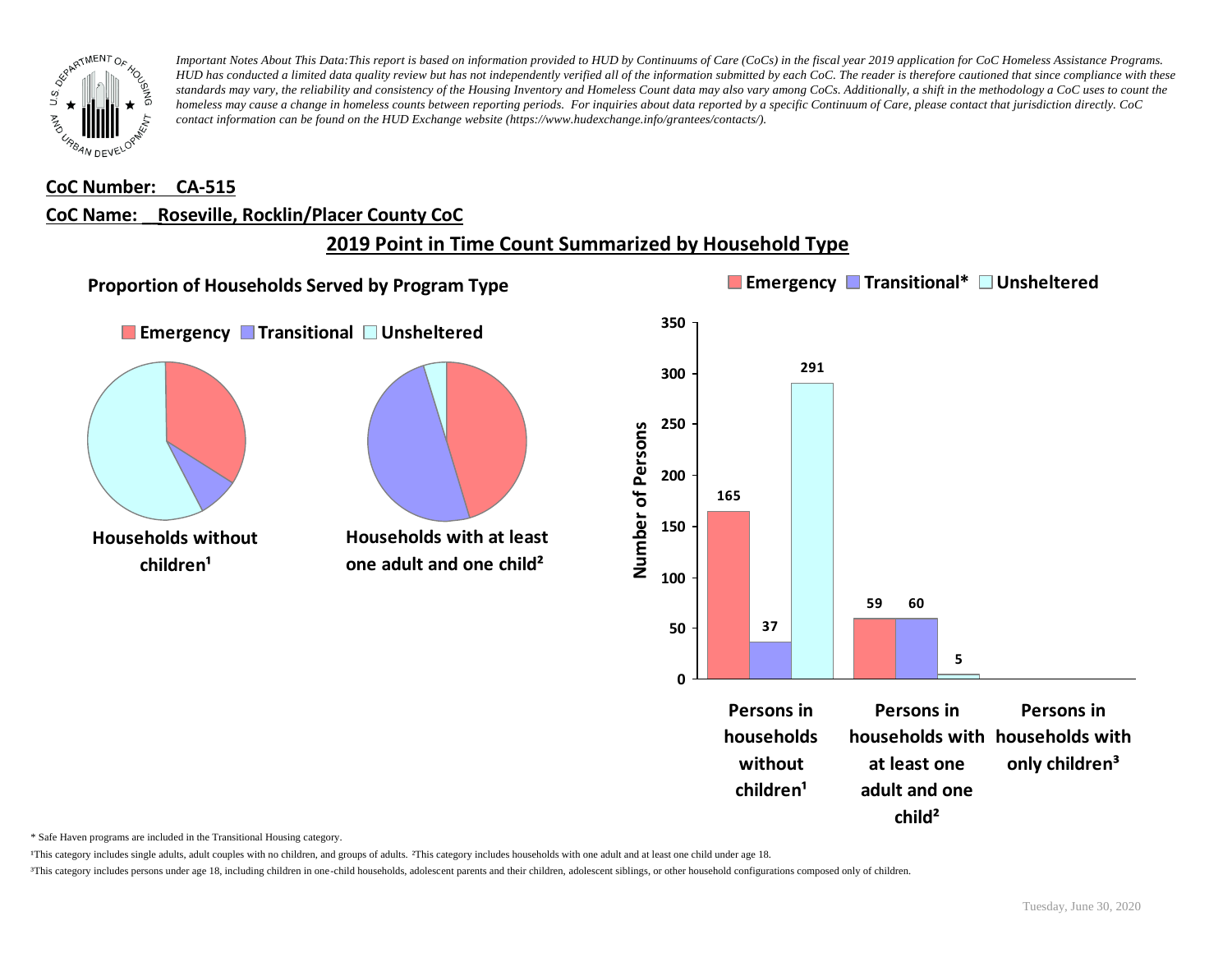*Important Notes About This Data: This report is based on information provided to HUD by Continuums of Care (CoCs) in the fiscal year 2019 application for CoC Homeless Assistance Programs. HUD has conducted a limited data quality review but has not independently verified all of the information submitted by each CoC. The reader is therefore cautioned that since compliance with these standards may vary, the reliability and consistency of the Housing Inventory and Homeless Count data may also vary among CoCs. Additionally, a shift in the methodology a CoC uses to count the homeless may cause a change in homeless counts between reporting periods. For inquiries about data reported by a specific Continuum of Care, please contact that jurisdiction directly. CoC contact information can be found on the HUD Exchange website (https://www.hudexchange.info/grantees/contacts/).*

**CoC Number: CA-515**

**CoC Name: Roseville, Rocklin/Placer County CoC**

## 2019 Point in Time Count Summarized by Household Type

### Proportion of Households Served by Program Type

Emergency | Transitional | Unsheltered

Households without children[1]

Households with at least one adult and one child[2]

Emergency | Transitional* | Unsheltered

| | Emergency | Transitional* | Unsheltered |
|---|---|---|---|
| Persons in households without children[1] | 165 | 37 | 291 |
| Persons in households with at least one adult and one child[2] | 59 | 60 | 5 |
| Persons in households with only children[3] | | | |

\* Safe Haven programs are included in the Transitional Housing category.

[1]This category includes single adults, adult couples with no children, and groups of adults. [2]This category includes households with one adult and at least one child under age 18.

[3]This category includes persons under age 18, including children in one-child households, adolescent parents and their children, adolescent siblings, or other household configurations composed only of children.

Tuesday, June 30, 2020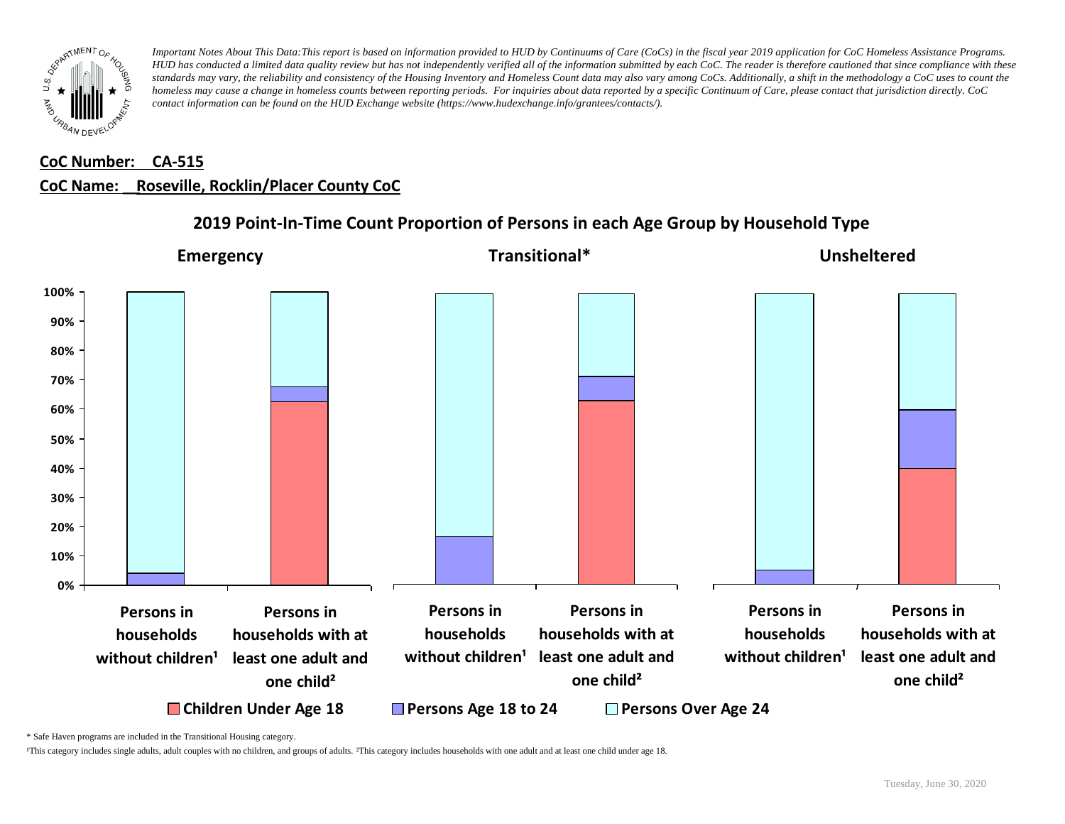*Important Notes About This Data: This report is based on information provided to HUD by Continuums of Care (CoCs) in the fiscal year 2019 application for CoC Homeless Assistance Programs. HUD has conducted a limited data quality review but has not independently verified all of the information submitted by each CoC. The reader is therefore cautioned that since compliance with these standards may vary, the reliability and consistency of the Housing Inventory and Homeless Count data may also vary among CoCs. Additionally, a shift in the methodology a CoC uses to count the homeless may cause a change in homeless counts between reporting periods. For inquiries about data reported by a specific Continuum of Care, please contact that jurisdiction directly. CoC contact information can be found on the HUD Exchange website (https://www.hudexchange.info/grantees/contacts/).*

**CoC Number: CA-515**

**CoC Name: Roseville, Rocklin/Placer County CoC**

## 2019 Point-In-Time Count Proportion of Persons in each Age Group by Household Type

**Emergency** | **Transitional*** | **Unsheltered**

100% | 90% | 80% | 70% | 60% | 50% | 40% | 30% | 20% | 10% | 0%

Persons in households without children¹ | Persons in households with at least one adult and one child²

Children Under Age 18 | Persons Age 18 to 24 | Persons Over Age 24

\* Safe Haven programs are included in the Transitional Housing category.

¹This category includes single adults, adult couples with no children, and groups of adults. ²This category includes households with one adult and at least one child under age 18.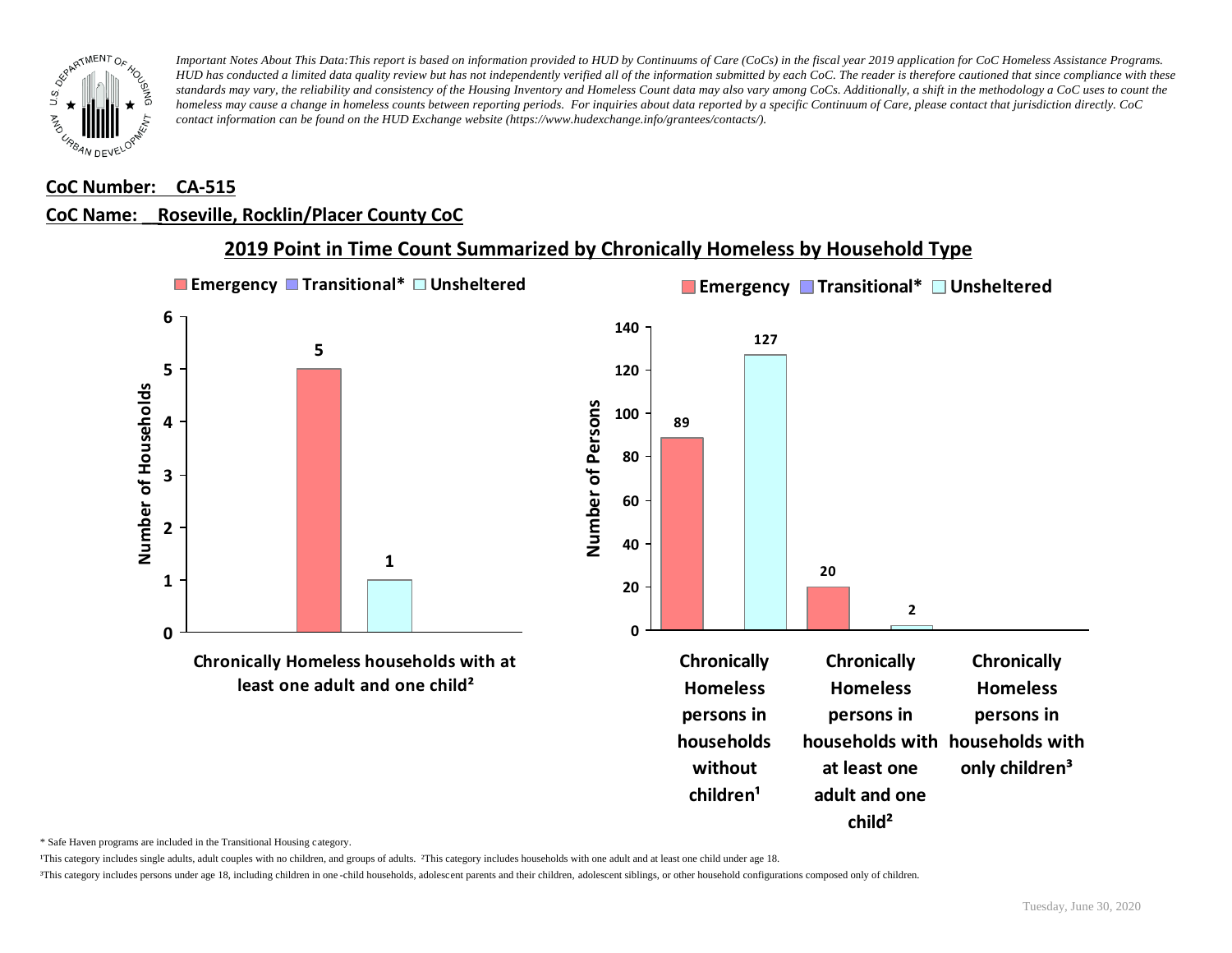*Important Notes About This Data: This report is based on information provided to HUD by Continuums of Care (CoCs) in the fiscal year 2019 application for CoC Homeless Assistance Programs. HUD has conducted a limited data quality review but has not independently verified all of the information submitted by each CoC. The reader is therefore cautioned that since compliance with these standards may vary, the reliability and consistency of the Housing Inventory and Homeless Count data may also vary among CoCs. Additionally, a shift in the methodology a CoC uses to count the homeless may cause a change in homeless counts between reporting periods. For inquiries about data reported by a specific Continuum of Care, please contact that jurisdiction directly. CoC contact information can be found on the HUD Exchange website (https://www.hudexchange.info/grantees/contacts/).*

**CoC Number: CA-515**

**CoC Name: Roseville, Rocklin/Placer County CoC**

## 2019 Point in Time Count Summarized by Chronically Homeless by Household Type

**Number of Households**

| | Emergency | Transitional* | Unsheltered |
|---|---|---|---|
| Chronically Homeless households with at least one adult and one child² | 5 | | 1 |

**Number of Persons**

| | Emergency | Transitional* | Unsheltered |
|---|---|---|---|
| Chronically Homeless persons in households without children¹ | 89 | | 127 |
| Chronically Homeless persons in households with at least one adult and one child² | 20 | | 2 |
| Chronically Homeless persons in households with only children³ | | | |

\* Safe Haven programs are included in the Transitional Housing category.

¹This category includes single adults, adult couples with no children, and groups of adults. ²This category includes households with one adult and at least one child under age 18.

³This category includes persons under age 18, including children in one-child households, adolescent parents and their children, adolescent siblings, or other household configurations composed only of children.

Tuesday, June 30, 2020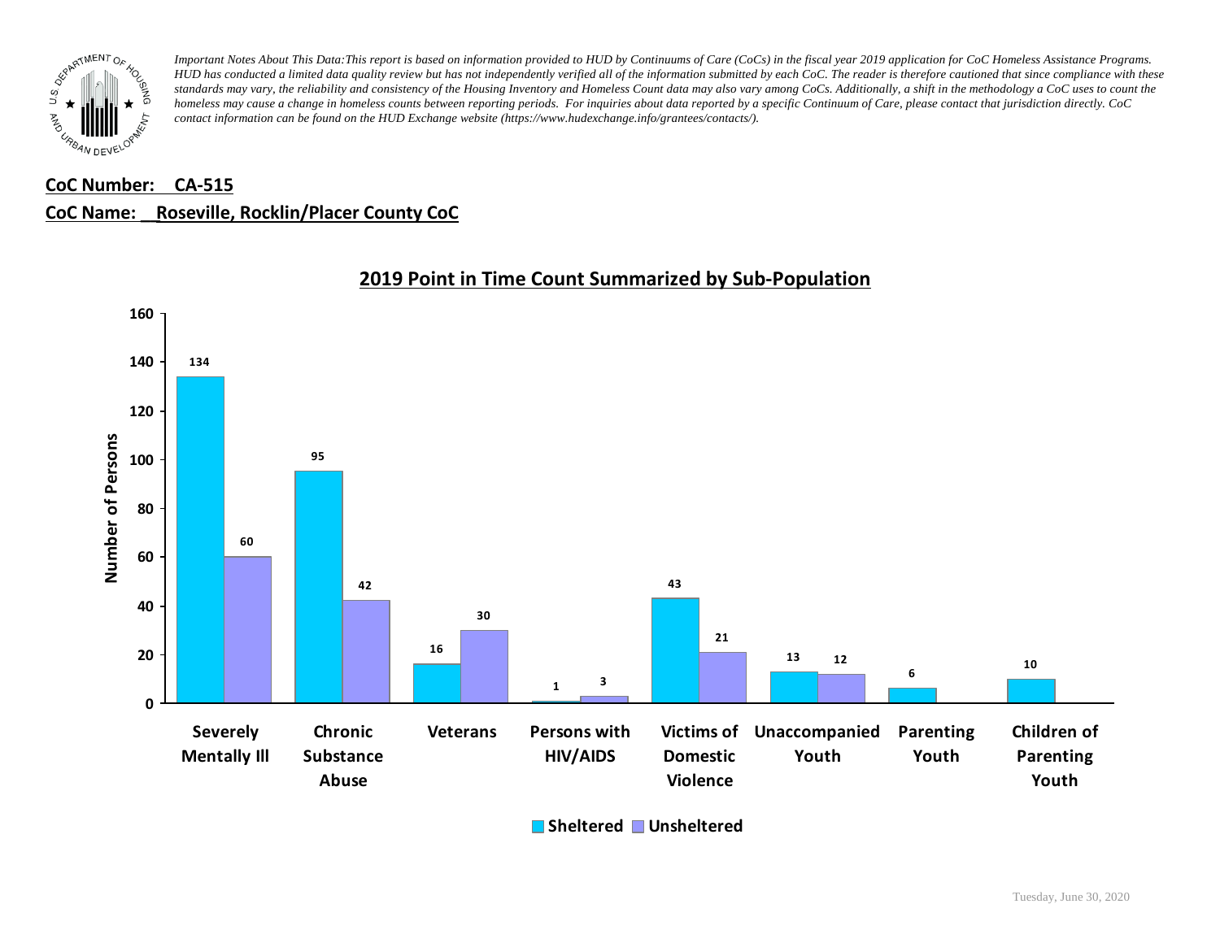*Important Notes About This Data: This report is based on information provided to HUD by Continuums of Care (CoCs) in the fiscal year 2019 application for CoC Homeless Assistance Programs. HUD has conducted a limited data quality review but has not independently verified all of the information submitted by each CoC. The reader is therefore cautioned that since compliance with these standards may vary, the reliability and consistency of the Housing Inventory and Homeless Count data may also vary among CoCs. Additionally, a shift in the methodology a CoC uses to count the homeless may cause a change in homeless counts between reporting periods. For inquiries about data reported by a specific Continuum of Care, please contact that jurisdiction directly. CoC contact information can be found on the HUD Exchange website (https://www.hudexchange.info/grantees/contacts/).*

**CoC Number: CA-515**

**CoC Name: Roseville, Rocklin/Placer County CoC**

## 2019 Point in Time Count Summarized by Sub-Population

Number of Persons

160
140
120
100
80
60
40
20
0

Severely Mentally Ill: 134, 60
Chronic Substance Abuse: 95, 42
Veterans: 16, 30
Persons with HIV/AIDS: 1, 3
Victims of Domestic Violence: 43, 21
Unaccompanied Youth: 13, 12
Parenting Youth: 6
Children of Parenting Youth: 10

Sheltered
Unsheltered

Tuesday, June 30, 2020